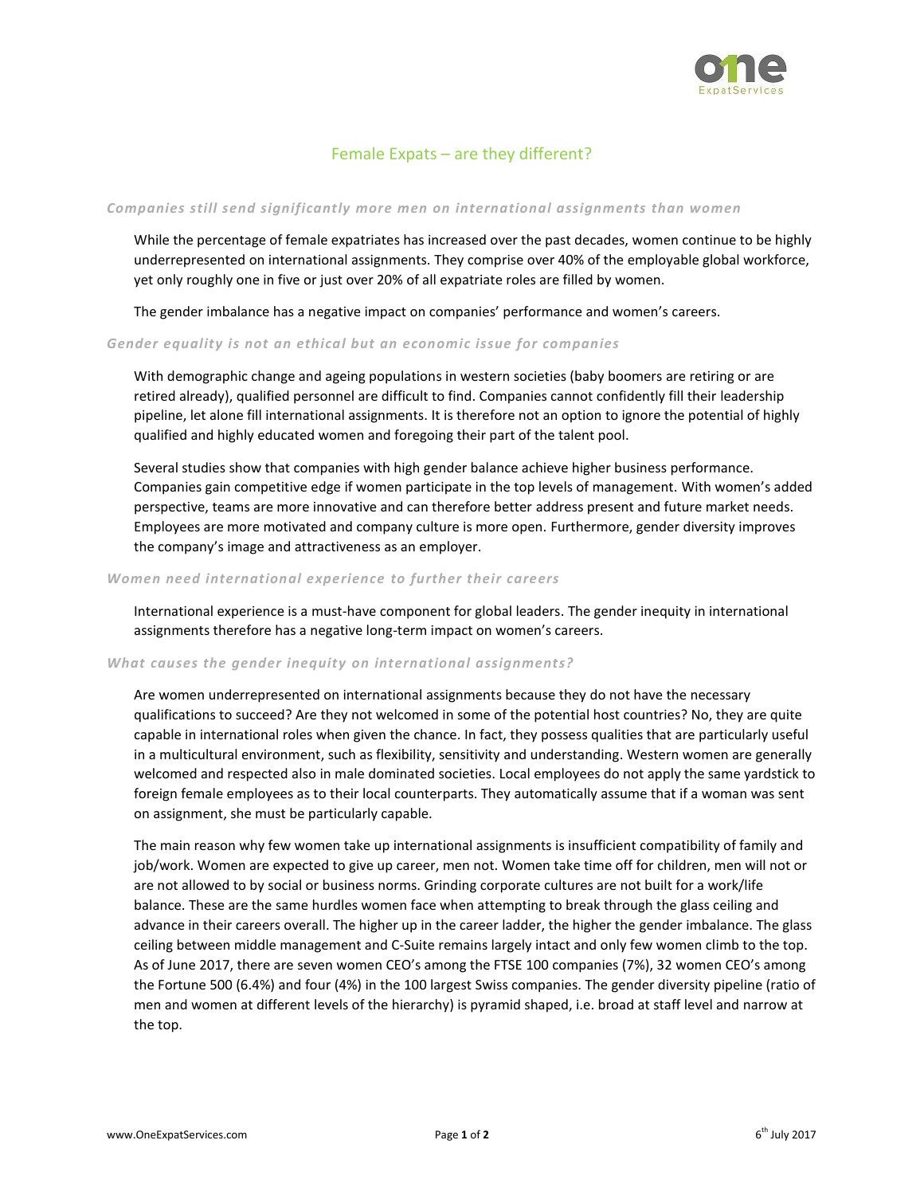# Female Expats – are they different?

### *Companies still send significantly more men on international assignments than women*

While the percentage of female expatriates has increased over the past decades, women continue to be highly underrepresented on international assignments. They comprise over 40% of the employable global workforce, yet only roughly one in five or just over 20% of all expatriate roles are filled by women.

The gender imbalance has a negative impact on companies' performance and women's careers.

### *Gender equality is not an ethical but an economic issue for companies*

With demographic change and ageing populations in western societies (baby boomers are retiring or are retired already), qualified personnel are difficult to find. Companies cannot confidently fill their leadership pipeline, let alone fill international assignments. It is therefore not an option to ignore the potential of highly qualified and highly educated women and foregoing their part of the talent pool.

Several studies show that companies with high gender balance achieve higher business performance. Companies gain competitive edge if women participate in the top levels of management. With women's added perspective, teams are more innovative and can therefore better address present and future market needs. Employees are more motivated and company culture is more open. Furthermore, gender diversity improves the company's image and attractiveness as an employer.

### *Women need international experience to further their careers*

International experience is a must-have component for global leaders. The gender inequity in international assignments therefore has a negative long-term impact on women's careers.

### *What causes the gender inequity on international assignments?*

Are women underrepresented on international assignments because they do not have the necessary qualifications to succeed? Are they not welcomed in some of the potential host countries? No, they are quite capable in international roles when given the chance. In fact, they possess qualities that are particularly useful in a multicultural environment, such as flexibility, sensitivity and understanding. Western women are generally welcomed and respected also in male dominated societies. Local employees do not apply the same yardstick to foreign female employees as to their local counterparts. They automatically assume that if a woman was sent on assignment, she must be particularly capable.

The main reason why few women take up international assignments is insufficient compatibility of family and job/work. Women are expected to give up career, men not. Women take time off for children, men will not or are not allowed to by social or business norms. Grinding corporate cultures are not built for a work/life balance. These are the same hurdles women face when attempting to break through the glass ceiling and advance in their careers overall. The higher up in the career ladder, the higher the gender imbalance. The glass ceiling between middle management and C-Suite remains largely intact and only few women climb to the top. As of June 2017, there are seven women CEO's among the FTSE 100 companies (7%), 32 women CEO's among the Fortune 500 (6.4%) and four (4%) in the 100 largest Swiss companies. The gender diversity pipeline (ratio of men and women at different levels of the hierarchy) is pyramid shaped, i.e. broad at staff level and narrow at the top.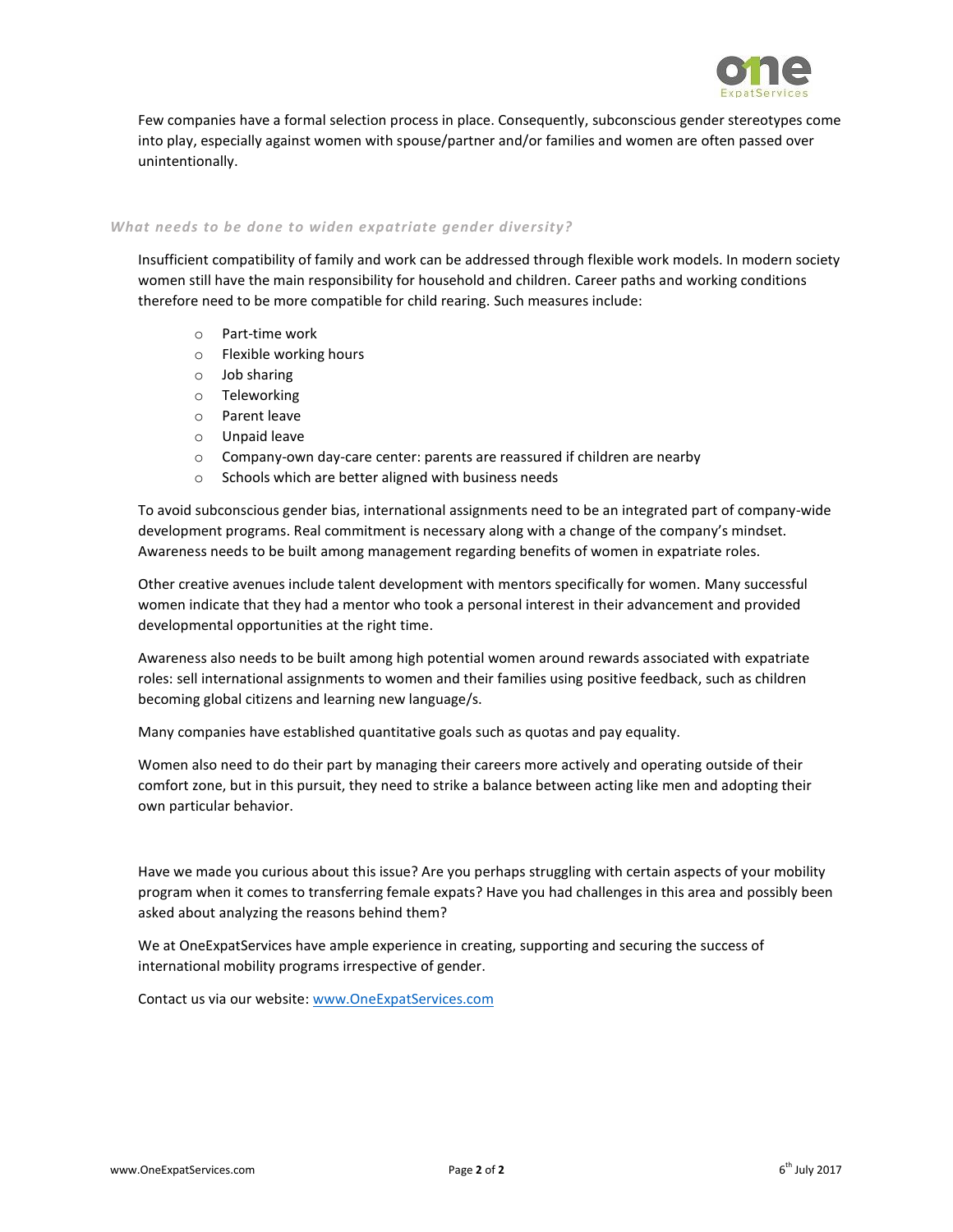Few companies have a formal selection process in place. Consequently, subconscious gender stereotypes come into play, especially against women with spouse/partner and/or families and women are often passed over unintentionally.

### *What needs to be done to widen expatriate gender diversity?*

Insufficient compatibility of family and work can be addressed through flexible work models. In modern society women still have the main responsibility for household and children. Career paths and working conditions therefore need to be more compatible for child rearing. Such measures include:

- Part-time work
- Flexible working hours
- Job sharing
- Teleworking
- Parent leave
- Unpaid leave
- Company-own day-care center: parents are reassured if children are nearby
- Schools which are better aligned with business needs

To avoid subconscious gender bias, international assignments need to be an integrated part of company-wide development programs. Real commitment is necessary along with a change of the company's mindset. Awareness needs to be built among management regarding benefits of women in expatriate roles.

Other creative avenues include talent development with mentors specifically for women. Many successful women indicate that they had a mentor who took a personal interest in their advancement and provided developmental opportunities at the right time.

Awareness also needs to be built among high potential women around rewards associated with expatriate roles: sell international assignments to women and their families using positive feedback, such as children becoming global citizens and learning new language/s.

Many companies have established quantitative goals such as quotas and pay equality.

Women also need to do their part by managing their careers more actively and operating outside of their comfort zone, but in this pursuit, they need to strike a balance between acting like men and adopting their own particular behavior.

Have we made you curious about this issue? Are you perhaps struggling with certain aspects of your mobility program when it comes to transferring female expats? Have you had challenges in this area and possibly been asked about analyzing the reasons behind them?

We at OneExpatServices have ample experience in creating, supporting and securing the success of international mobility programs irrespective of gender.

Contact us via our website: [www.OneExpatServices.com](http://www.OneExpatServices.com)